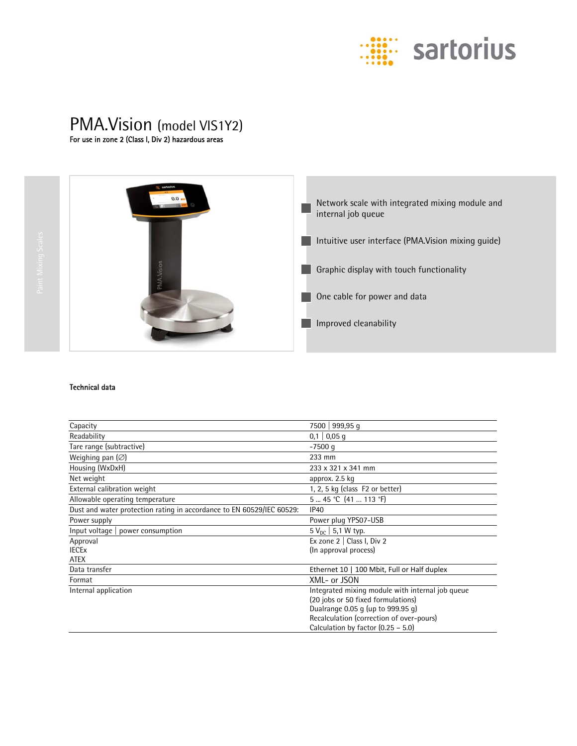# PMA.Vision (model VIS1Y2)

**For use in zone 2 (Class I, Div 2) hazardous areas**

Paint Mixing Scales

- Network scale with integrated mixing module and internal job queue
- Intuitive user interface (PMA.Vision mixing guide)
- Graphic display with touch functionality
- One cable for power and data
- Improved cleanability

**Technical data**

| | |
|---|---|
| Capacity | 7500 \| 999,95 g |
| Readability | 0,1 \| 0,05 g |
| Tare range (subtractive) | -7500 g |
| Weighing pan (∅) | 233 mm |
| Housing (WxDxH) | 233 x 321 x 341 mm |
| Net weight | approx. 2.5 kg |
| External calibration weight | 1, 2, 5 kg (class F2 or better) |
| Allowable operating temperature | 5 … 45 °C (41 … 113 °F) |
| Dust and water protection rating in accordance to EN 60529/IEC 60529: | IP40 |
| Power supply | Power plug YPS07-USB |
| Input voltage \| power consumption | 5 $V_{DC}$ \| 5,1 W typ. |
| Approval<br>IECEx<br>ATEX | Ex zone 2 \| Class I, Div 2<br>(In approval process) |
| Data transfer | Ethernet 10 \| 100 Mbit, Full or Half duplex |
| Format | XML- or JSON |
| Internal application | Integrated mixing module with internal job queue<br>(20 jobs or 50 fixed formulations)<br>Dualrange 0.05 g (up to 999.95 g)<br>Recalculation (correction of over-pours)<br>Calculation by factor (0.25 – 5.0) |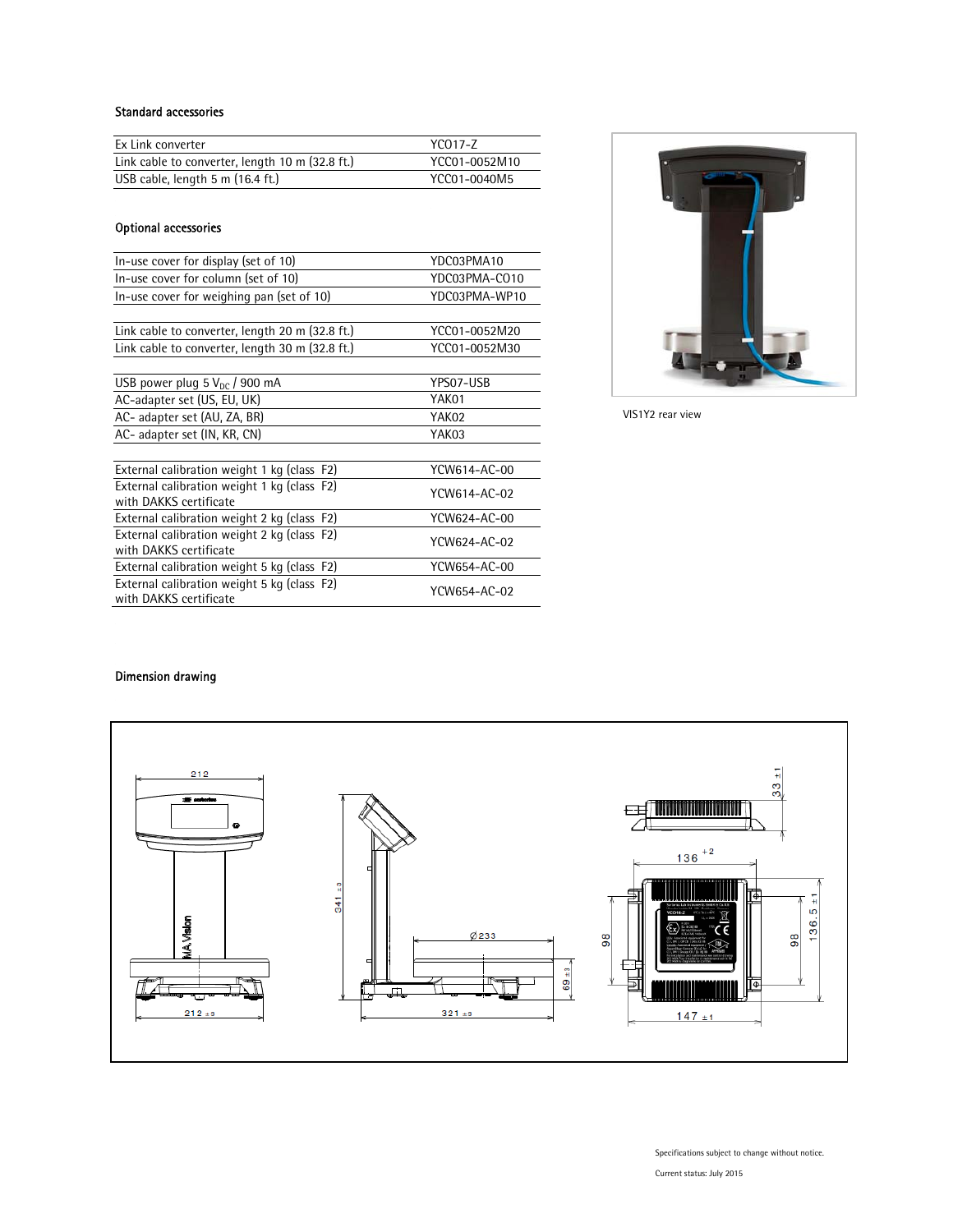### Standard accessories

| | |
|---|---|
| Ex Link converter | YCO17-Z |
| Link cable to converter, length 10 m (32.8 ft.) | YCC01-0052M10 |
| USB cable, length 5 m (16.4 ft.) | YCC01-0040M5 |

### Optional accessories

| | |
|---|---|
| In-use cover for display (set of 10) | YDC03PMA10 |
| In-use cover for column (set of 10) | YDC03PMA-CO10 |
| In-use cover for weighing pan (set of 10) | YDC03PMA-WP10 |
| | |
| Link cable to converter, length 20 m (32.8 ft.) | YCC01-0052M20 |
| Link cable to converter, length 30 m (32.8 ft.) | YCC01-0052M30 |
| | |
| USB power plug 5 $V_{DC}$ / 900 mA | YPS07-USB |
| AC-adapter set (US, EU, UK) | YAK01 |
| AC- adapter set (AU, ZA, BR) | YAK02 |
| AC- adapter set (IN, KR, CN) | YAK03 |
| | |
| External calibration weight 1 kg (class F2) | YCW614-AC-00 |
| External calibration weight 1 kg (class F2) with DAKKS certificate | YCW614-AC-02 |
| External calibration weight 2 kg (class F2) | YCW624-AC-00 |
| External calibration weight 2 kg (class F2) with DAKKS certificate | YCW624-AC-02 |
| External calibration weight 5 kg (class F2) | YCW654-AC-00 |
| External calibration weight 5 kg (class F2) with DAKKS certificate | YCW654-AC-02 |

VIS1Y2 rear view

### Dimension drawing

212
212 ±3
341 ±3
Ø233
69 ±3
321 ±3
33 ±1
136 +2
98
98
136.5 ±1
147 ±1

Specifications subject to change without notice.

Current status: July 2015